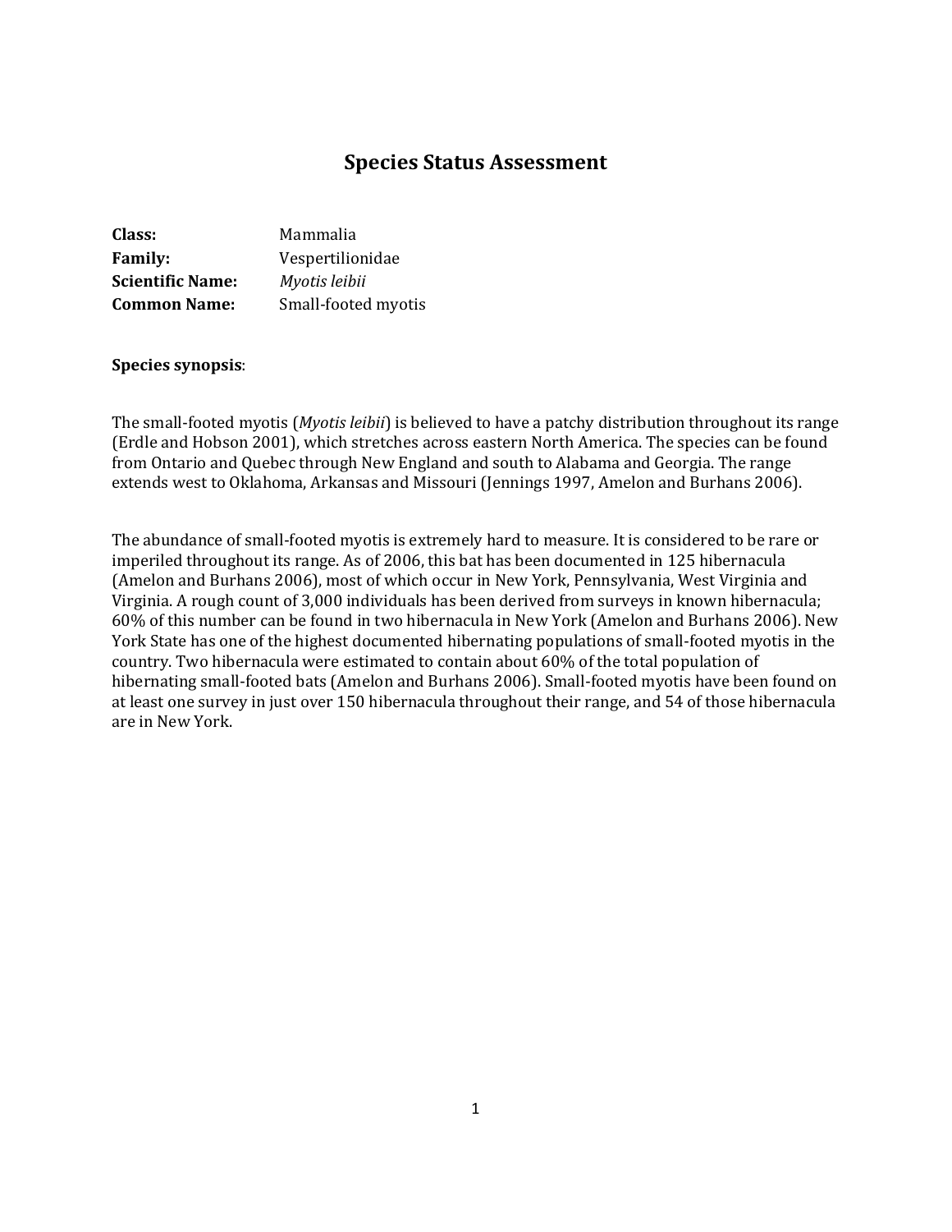# Species Status Assessment

**Class:** Mammalia
**Family:** Vespertilionidae
**Scientific Name:** *Myotis leibii*
**Common Name:** Small-footed myotis

**Species synopsis**:

The small-footed myotis (*Myotis leibii*) is believed to have a patchy distribution throughout its range (Erdle and Hobson 2001), which stretches across eastern North America. The species can be found from Ontario and Quebec through New England and south to Alabama and Georgia. The range extends west to Oklahoma, Arkansas and Missouri (Jennings 1997, Amelon and Burhans 2006).

The abundance of small-footed myotis is extremely hard to measure. It is considered to be rare or imperiled throughout its range. As of 2006, this bat has been documented in 125 hibernacula (Amelon and Burhans 2006), most of which occur in New York, Pennsylvania, West Virginia and Virginia. A rough count of 3,000 individuals has been derived from surveys in known hibernacula; 60% of this number can be found in two hibernacula in New York (Amelon and Burhans 2006). New York State has one of the highest documented hibernating populations of small-footed myotis in the country. Two hibernacula were estimated to contain about 60% of the total population of hibernating small-footed bats (Amelon and Burhans 2006). Small-footed myotis have been found on at least one survey in just over 150 hibernacula throughout their range, and 54 of those hibernacula are in New York.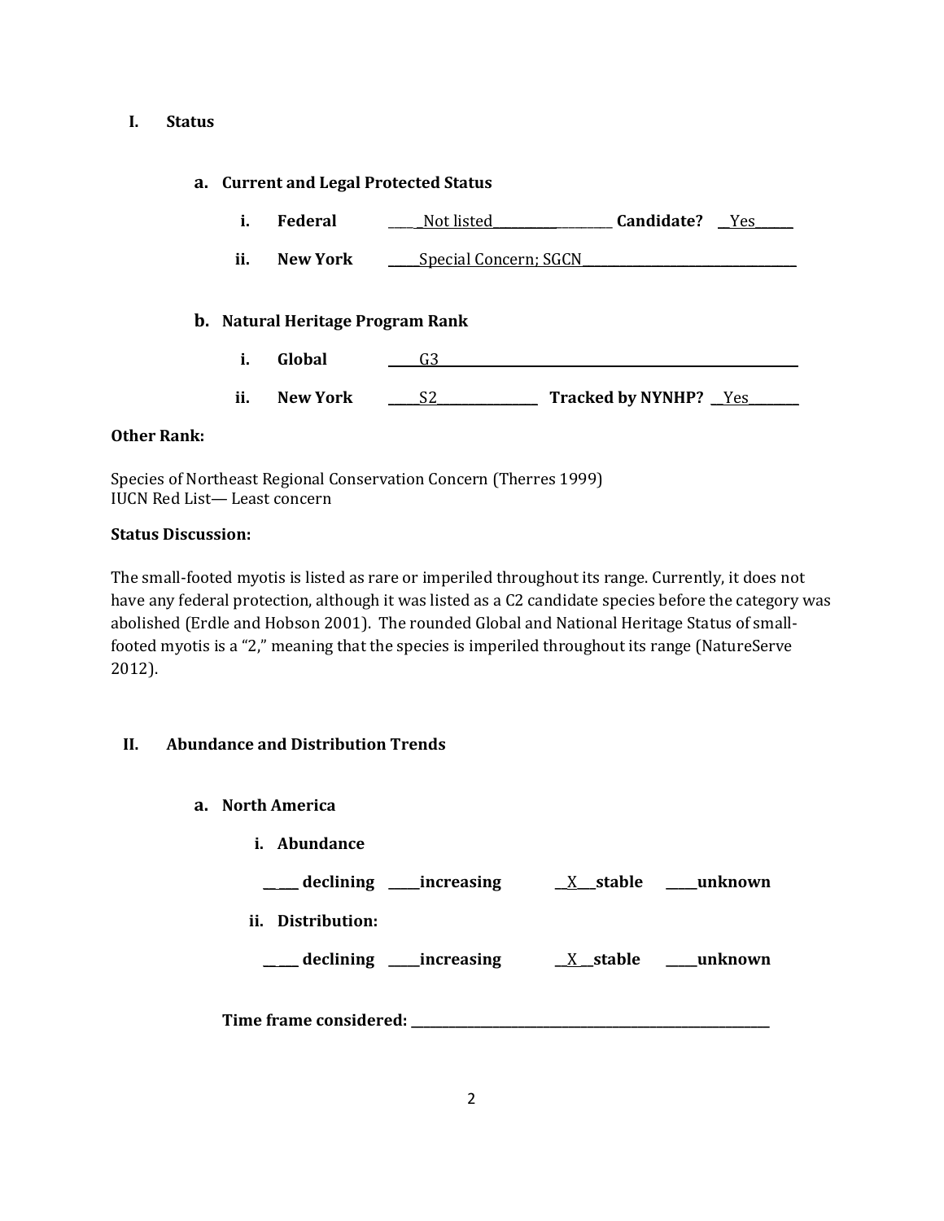## I. Status

### a. Current and Legal Protected Status

i. **Federal** ____Not listed____________________ **Candidate?** __Yes______

ii. **New York** _____Special Concern; SGCN_________________________________

### b. Natural Heritage Program Rank

i. **Global** _____G3_______________________________________________________

ii. **New York** _____S2_______________ **Tracked by NYNHP?** __Yes________

**Other Rank:**

Species of Northeast Regional Conservation Concern (Therres 1999)
IUCN Red List— Least concern

**Status Discussion:**

The small-footed myotis is listed as rare or imperiled throughout its range. Currently, it does not have any federal protection, although it was listed as a C2 candidate species before the category was abolished (Erdle and Hobson 2001). The rounded Global and National Heritage Status of small-footed myotis is a "2," meaning that the species is imperiled throughout its range (NatureServe 2012).

## II. Abundance and Distribution Trends

### a. North America

i. **Abundance**

_____ **declining** _____**increasing** __X___**stable** _____**unknown**

ii. **Distribution:**

_____ **declining** _____**increasing** __X__**stable** _____**unknown**

**Time frame considered:** ___________________________________________________________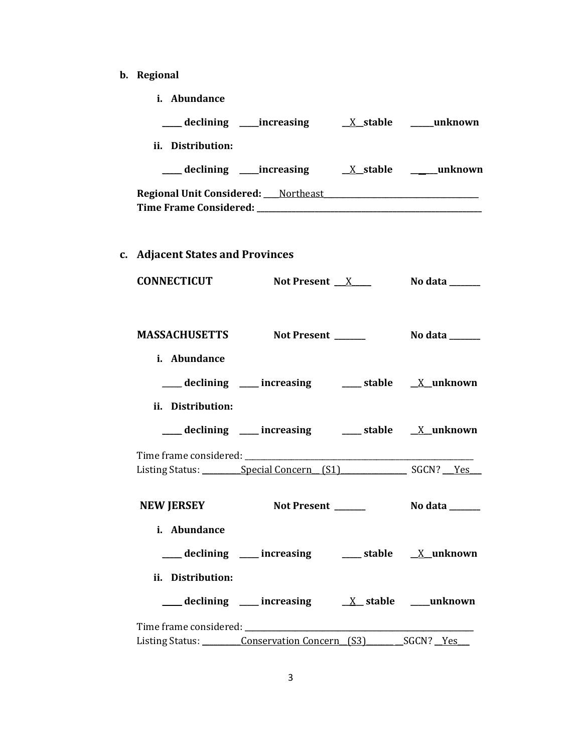b. **Regional**

i. **Abundance**

_____ **declining** _____**increasing** __X__**stable** ______**unknown**

ii. **Distribution:**

_____ **declining** _____**increasing** __X__**stable** ______**unknown**

**Regional Unit Considered:** ____Northeast_______________________________________
**Time Frame Considered:** ___________________________________________________________

c. **Adjacent States and Provinces**

**CONNECTICUT** **Not Present** ___X_____ **No data** ________

**MASSACHUSETTS** **Not Present** ________ **No data** ________

i. **Abundance**

_____ **declining** _____ **increasing** _____ **stable** __X__**unknown**

ii. **Distribution:**

_____ **declining** _____ **increasing** _____ **stable** __X__**unknown**

Time frame considered: ___________________________________________________________
Listing Status: __________Special Concern__ (S1)_________________ SGCN? ___Yes___

**NEW JERSEY** **Not Present** ________ **No data** ________

i. **Abundance**

_____ **declining** _____ **increasing** _____ **stable** __X__**unknown**

ii. **Distribution:**

_____ **declining** _____ **increasing** __X__ **stable** _____**unknown**

Time frame considered: ___________________________________________________________
Listing Status: __________Conservation Concern__(S3)________ __SGCN? __Yes___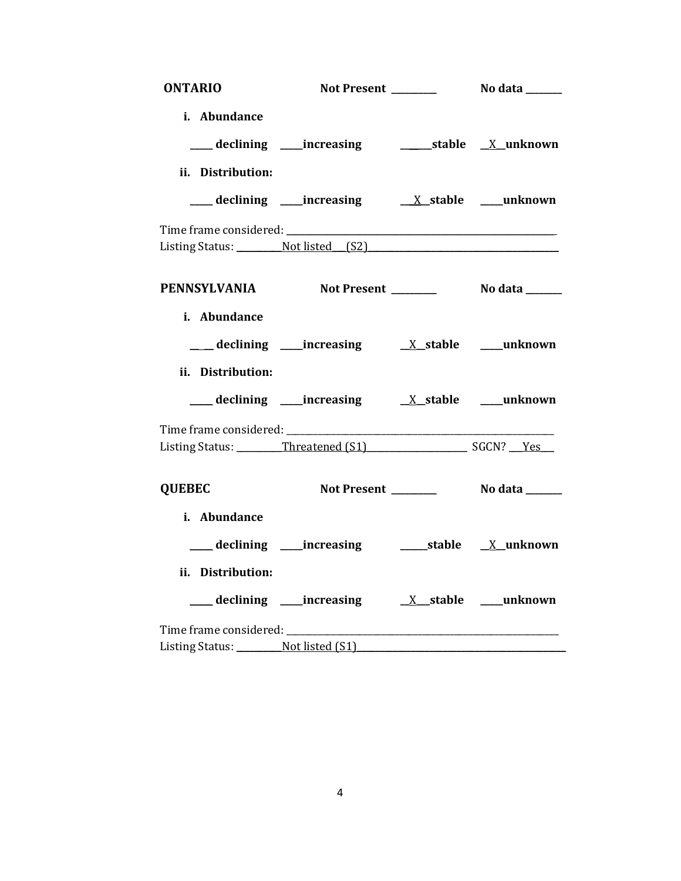**ONTARIO** **Not Present \_\_\_\_\_\_\_\_\_** **No data \_\_\_\_\_\_\_\_**

**i. Abundance**

**\_\_\_\_\_ declining \_\_\_\_\_increasing \_\_\_\_\_\_\_stable \_\_X\_\_unknown**

**ii. Distribution:**

**\_\_\_\_\_ declining \_\_\_\_\_increasing \_\_X\_\_stable \_\_\_\_\_unknown**

Time frame considered: \_\_\_\_\_\_\_\_\_\_\_\_\_\_\_\_\_\_\_\_\_\_\_\_\_\_\_\_\_\_\_\_\_\_\_\_\_\_\_\_\_\_\_\_\_\_\_\_\_\_\_\_\_\_\_\_\_\_
Listing Status: \_\_\_\_\_\_\_\_\_\_Not listed\_\_\_(S2)\_\_\_\_\_\_\_\_\_\_\_\_\_\_\_\_\_\_\_\_\_\_\_\_\_\_\_\_\_\_\_\_\_\_\_\_\_\_\_\_

**PENNSYLVANIA** **Not Present \_\_\_\_\_\_\_\_\_** **No data \_\_\_\_\_\_\_\_**

**i. Abundance**

**\_\_\_\_\_ declining \_\_\_\_\_increasing \_\_X\_\_stable \_\_\_\_\_unknown**

**ii. Distribution:**

**\_\_\_\_\_ declining \_\_\_\_\_increasing \_\_X\_\_stable \_\_\_\_\_unknown**

Time frame considered: \_\_\_\_\_\_\_\_\_\_\_\_\_\_\_\_\_\_\_\_\_\_\_\_\_\_\_\_\_\_\_\_\_\_\_\_\_\_\_\_\_\_\_\_\_\_\_\_\_\_\_\_\_\_\_\_\_\_
Listing Status: \_\_\_\_\_\_\_\_\_\_Threatened (S1)\_\_\_\_\_\_\_\_\_\_\_\_\_\_\_\_\_\_\_\_\_\_\_ SGCN? \_\_\_Yes\_\_\_

**QUEBEC** **Not Present \_\_\_\_\_\_\_\_\_** **No data \_\_\_\_\_\_\_\_**

**i. Abundance**

**\_\_\_\_\_ declining \_\_\_\_\_increasing \_\_\_\_\_\_stable \_\_X\_\_unknown**

**ii. Distribution:**

**\_\_\_\_\_ declining \_\_\_\_\_increasing \_\_X\_\_\_stable \_\_\_\_\_unknown**

Time frame considered: \_\_\_\_\_\_\_\_\_\_\_\_\_\_\_\_\_\_\_\_\_\_\_\_\_\_\_\_\_\_\_\_\_\_\_\_\_\_\_\_\_\_\_\_\_\_\_\_\_\_\_\_\_\_\_\_\_\_
Listing Status: \_\_\_\_\_\_\_\_\_\_Not listed (S1)\_\_\_\_\_\_\_\_\_\_\_\_\_\_\_\_\_\_\_\_\_\_\_\_\_\_\_\_\_\_\_\_\_\_\_\_\_\_\_\_\_\_\_\_\_\_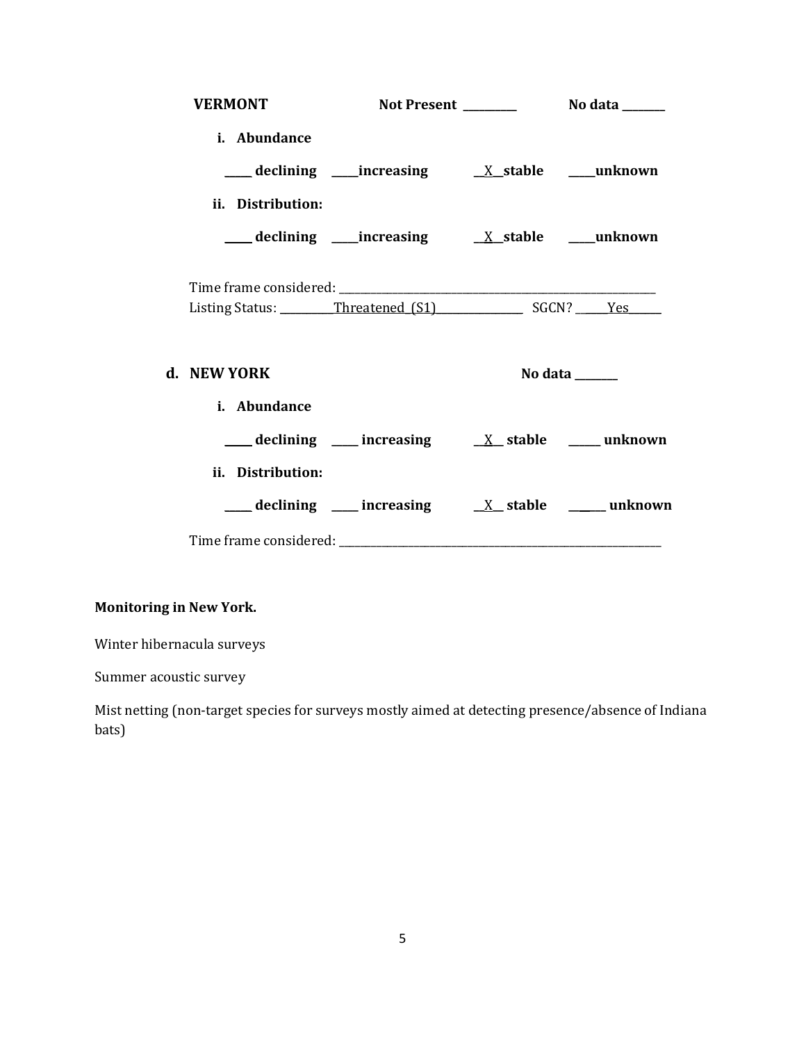**VERMONT** Not Present _________ No data _______

**i. Abundance**

_____ **declining** _____**increasing** __X__**stable** _____**unknown**

**ii. Distribution:**

_____ **declining** _____**increasing** __X__**stable** _____**unknown**

Time frame considered: ___________________________________________

Listing Status: _________Threatened (S1)_______________ SGCN? _____Yes______

**d. NEW YORK** No data _______

**i. Abundance**

_____ **declining** _____ **increasing** __X__ **stable** _____ **unknown**

**ii. Distribution:**

_____ **declining** _____ **increasing** __X__ **stable** _____ **unknown**

Time frame considered: ___________________________________________

**Monitoring in New York.**

Winter hibernacula surveys

Summer acoustic survey

Mist netting (non-target species for surveys mostly aimed at detecting presence/absence of Indiana bats)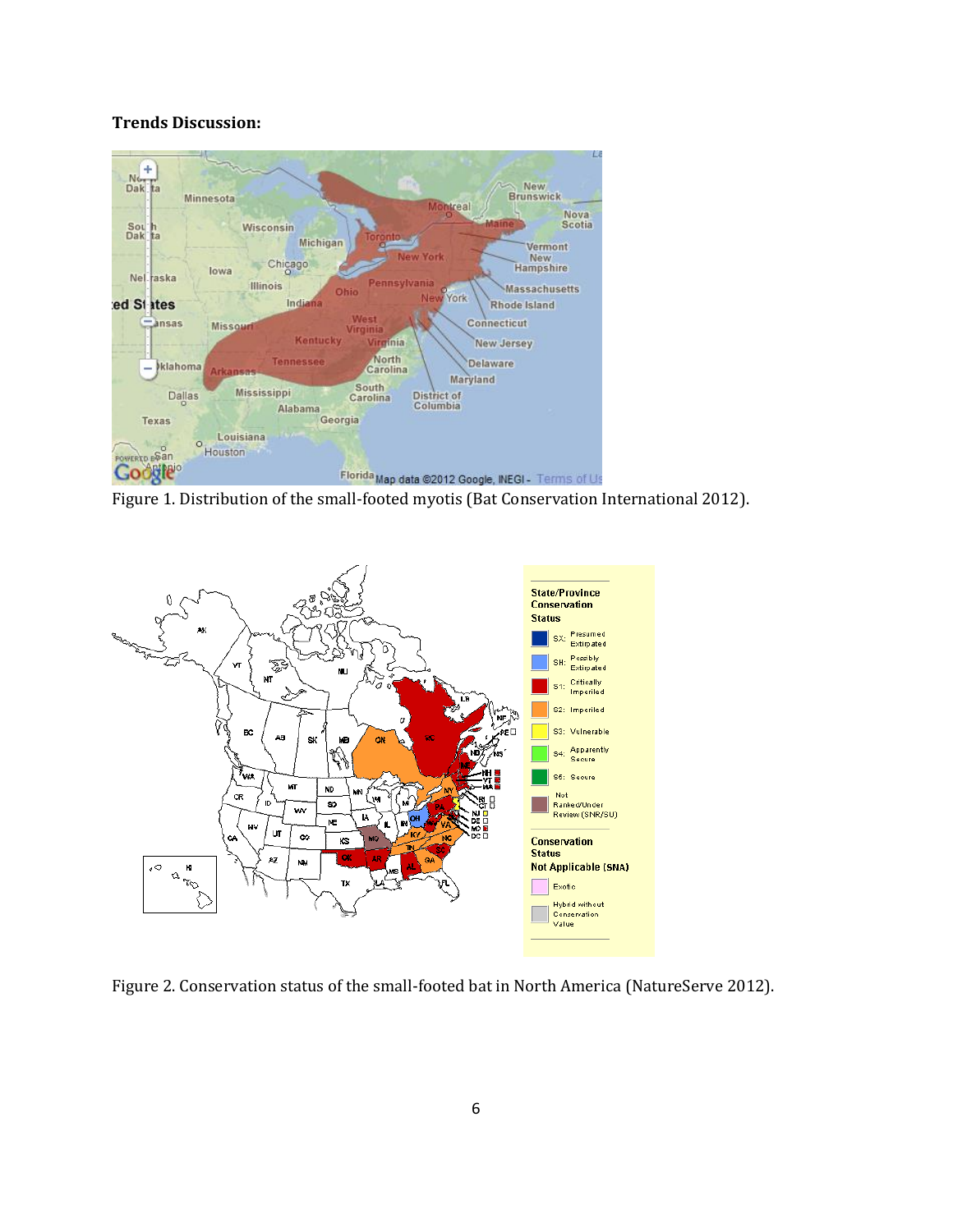**Trends Discussion:**

Figure 1. Distribution of the small-footed myotis (Bat Conservation International 2012).

Figure 2. Conservation status of the small-footed bat in North America (NatureServe 2012).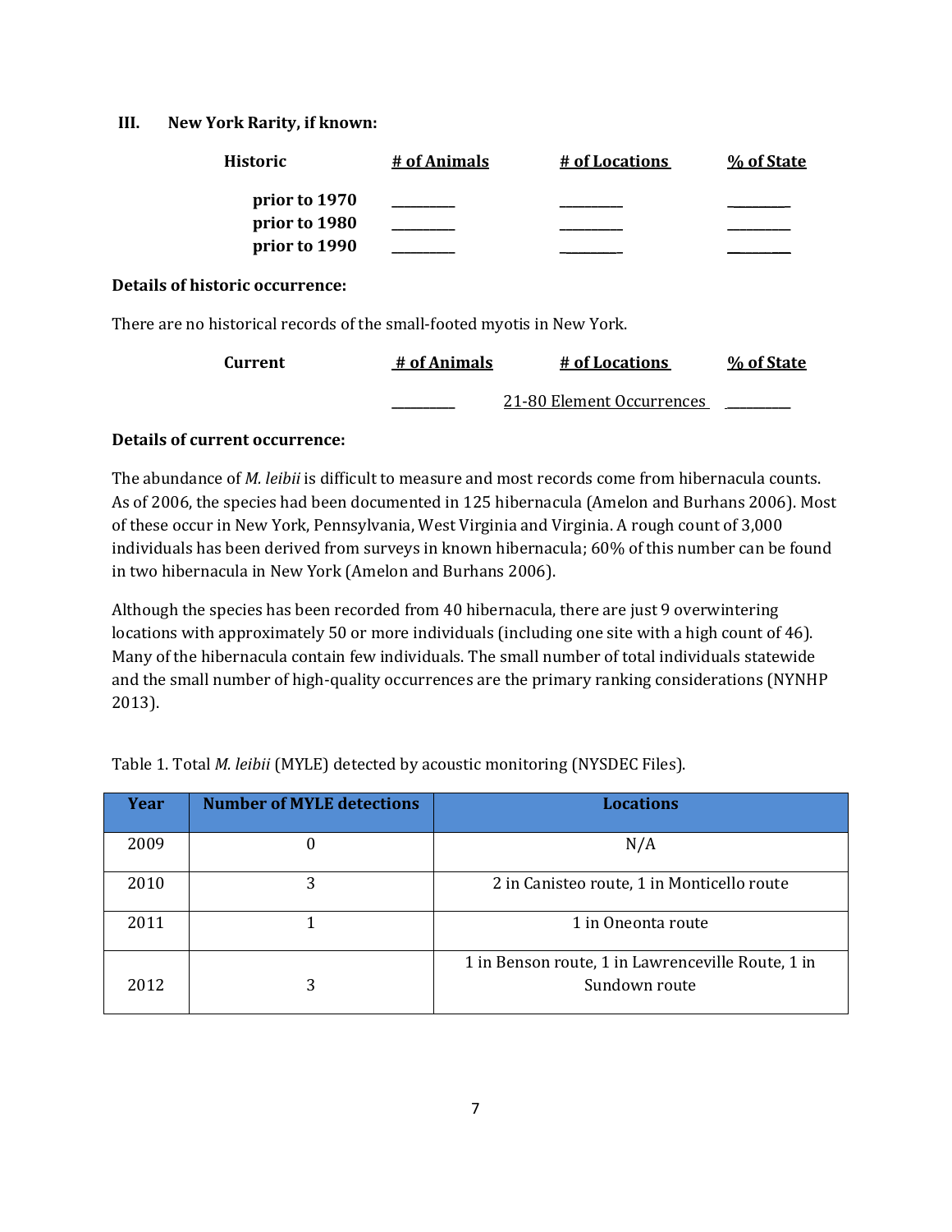### III. New York Rarity, if known:

| Historic | # of Animals | # of Locations | % of State |
|---|---|---|---|
| prior to 1970 | _______ | _______ | _______ |
| prior to 1980 | _______ | _______ | _______ |
| prior to 1990 | _______ | _______ | _______ |

**Details of historic occurrence:**

There are no historical records of the small-footed myotis in New York.

| Current | # of Animals | # of Locations | % of State |
|---|---|---|---|
| | _______ | 21-80 Element Occurrences | _______ |

**Details of current occurrence:**

The abundance of *M. leibii* is difficult to measure and most records come from hibernacula counts. As of 2006, the species had been documented in 125 hibernacula (Amelon and Burhans 2006). Most of these occur in New York, Pennsylvania, West Virginia and Virginia. A rough count of 3,000 individuals has been derived from surveys in known hibernacula; 60% of this number can be found in two hibernacula in New York (Amelon and Burhans 2006).

Although the species has been recorded from 40 hibernacula, there are just 9 overwintering locations with approximately 50 or more individuals (including one site with a high count of 46). Many of the hibernacula contain few individuals. The small number of total individuals statewide and the small number of high-quality occurrences are the primary ranking considerations (NYNHP 2013).

Table 1. Total *M. leibii* (MYLE) detected by acoustic monitoring (NYSDEC Files).

| Year | Number of MYLE detections | Locations |
|---|---|---|
| 2009 | 0 | N/A |
| 2010 | 3 | 2 in Canisteo route, 1 in Monticello route |
| 2011 | 1 | 1 in Oneonta route |
| 2012 | 3 | 1 in Benson route, 1 in Lawrenceville Route, 1 in Sundown route |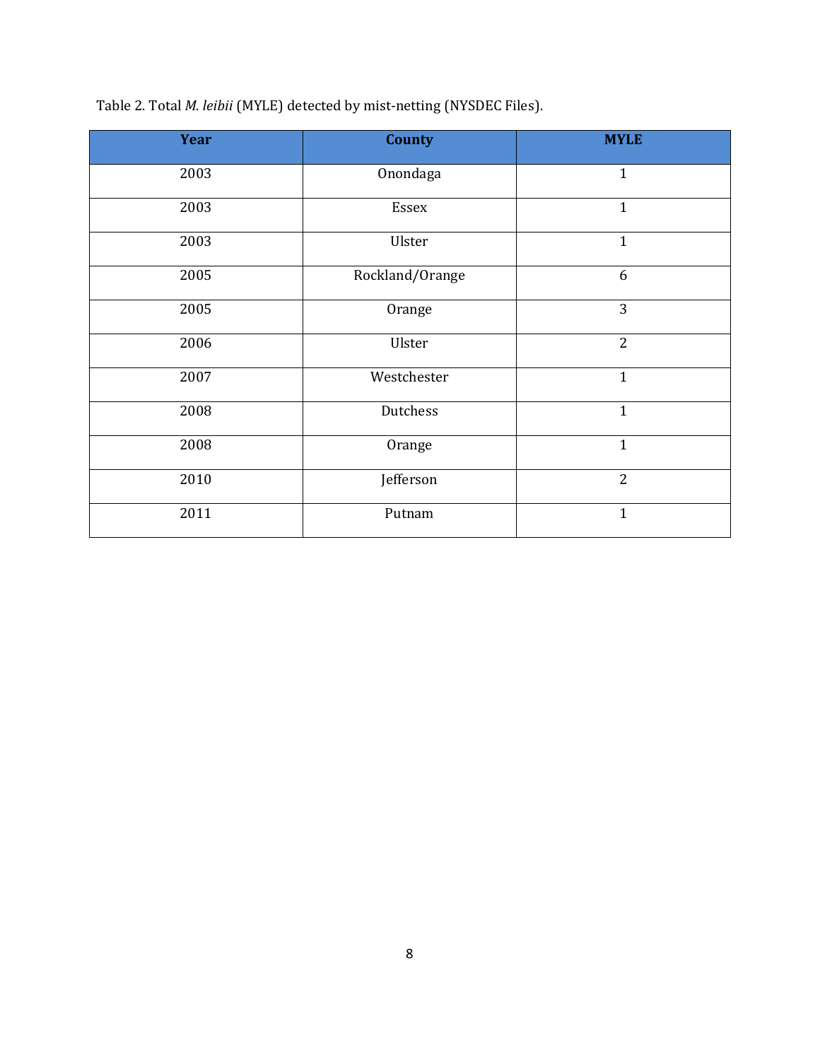Table 2. Total *M. leibii* (MYLE) detected by mist-netting (NYSDEC Files).

| Year | County | MYLE |
|---|---|---|
| 2003 | Onondaga | 1 |
| 2003 | Essex | 1 |
| 2003 | Ulster | 1 |
| 2005 | Rockland/Orange | 6 |
| 2005 | Orange | 3 |
| 2006 | Ulster | 2 |
| 2007 | Westchester | 1 |
| 2008 | Dutchess | 1 |
| 2008 | Orange | 1 |
| 2010 | Jefferson | 2 |
| 2011 | Putnam | 1 |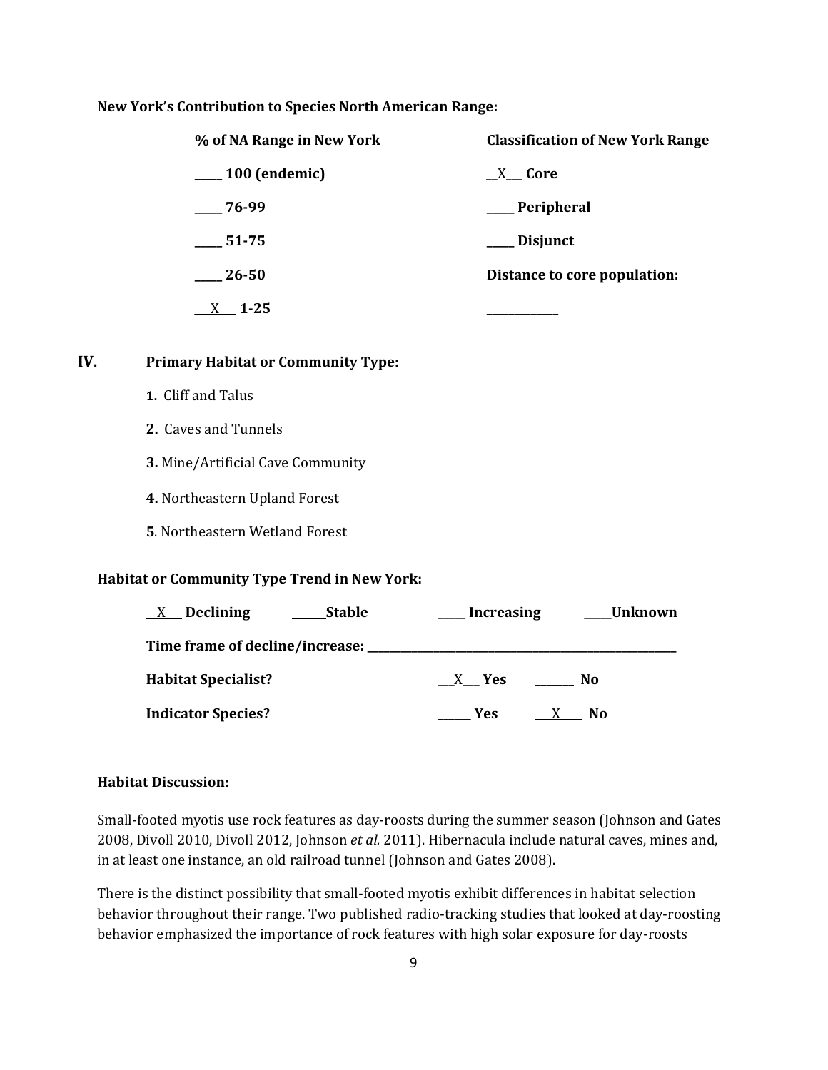**New York's Contribution to Species North American Range:**

| % of NA Range in New York | Classification of New York Range |
|---|---|
| _____ 100 (endemic) | __X___ Core |
| _____ 76-99 | _____ Peripheral |
| _____ 51-75 | _____ Disjunct |
| _____ 26-50 | **Distance to core population:** |
| ___X___ 1-25 | _____________ |

## IV. Primary Habitat or Community Type:

1. Cliff and Talus
2. Caves and Tunnels
3. Mine/Artificial Cave Community
4. Northeastern Upland Forest
5. Northeastern Wetland Forest

**Habitat or Community Type Trend in New York:**

__X___ **Declining** ______**Stable** _____ **Increasing** _____**Unknown**

**Time frame of decline/increase:** ___________________________________________

**Habitat Specialist?** ___X___ **Yes** _______ **No**

**Indicator Species?** ______ **Yes** ___X____ **No**

**Habitat Discussion:**

Small-footed myotis use rock features as day-roosts during the summer season (Johnson and Gates 2008, Divoll 2010, Divoll 2012, Johnson *et al.* 2011). Hibernacula include natural caves, mines and, in at least one instance, an old railroad tunnel (Johnson and Gates 2008).

There is the distinct possibility that small-footed myotis exhibit differences in habitat selection behavior throughout their range. Two published radio-tracking studies that looked at day-roosting behavior emphasized the importance of rock features with high solar exposure for day-roosts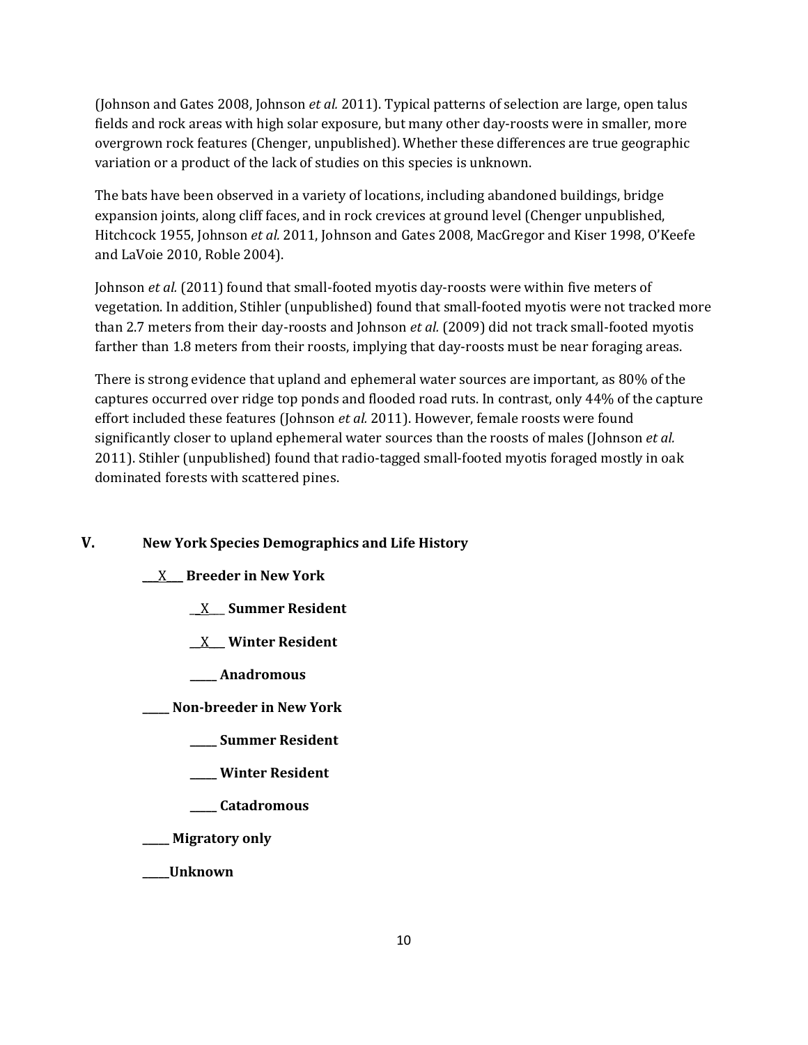(Johnson and Gates 2008, Johnson *et al.* 2011). Typical patterns of selection are large, open talus fields and rock areas with high solar exposure, but many other day-roosts were in smaller, more overgrown rock features (Chenger, unpublished). Whether these differences are true geographic variation or a product of the lack of studies on this species is unknown.

The bats have been observed in a variety of locations, including abandoned buildings, bridge expansion joints, along cliff faces, and in rock crevices at ground level (Chenger unpublished, Hitchcock 1955, Johnson *et al.* 2011, Johnson and Gates 2008, MacGregor and Kiser 1998, O'Keefe and LaVoie 2010, Roble 2004).

Johnson *et al.* (2011) found that small-footed myotis day-roosts were within five meters of vegetation. In addition, Stihler (unpublished) found that small-footed myotis were not tracked more than 2.7 meters from their day-roosts and Johnson *et al.* (2009) did not track small-footed myotis farther than 1.8 meters from their roosts, implying that day-roosts must be near foraging areas.

There is strong evidence that upland and ephemeral water sources are important*,* as 80% of the captures occurred over ridge top ponds and flooded road ruts. In contrast, only 44% of the capture effort included these features (Johnson *et al.* 2011). However, female roosts were found significantly closer to upland ephemeral water sources than the roosts of males (Johnson *et al.* 2011). Stihler (unpublished) found that radio-tagged small-footed myotis foraged mostly in oak dominated forests with scattered pines.

## V. New York Species Demographics and Life History

**\_\_X\_\_ Breeder in New York**

- **\_\_X\_\_ Summer Resident**
- **\_\_X\_\_ Winter Resident**
- **\_\_\_\_\_ Anadromous**

**\_\_\_\_\_ Non-breeder in New York**

- **\_\_\_\_\_ Summer Resident**
- **\_\_\_\_\_ Winter Resident**
- **\_\_\_\_\_ Catadromous**

**\_\_\_\_\_ Migratory only**

**\_\_\_\_\_Unknown**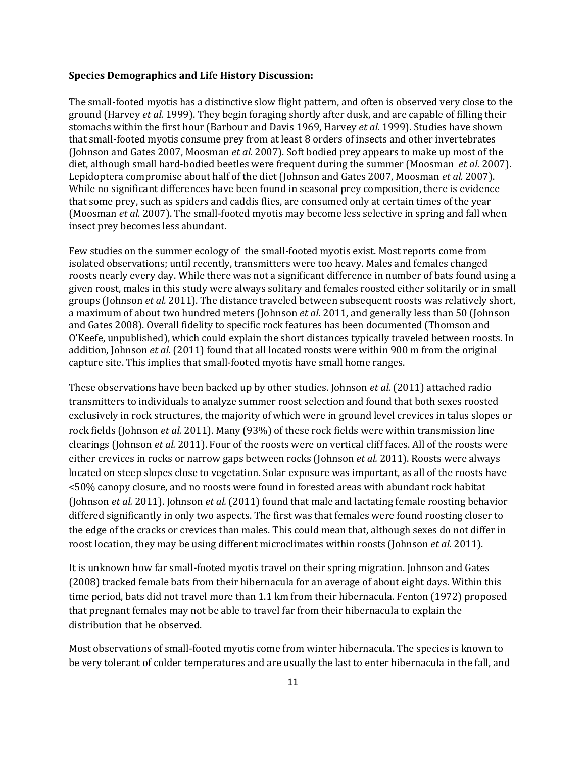**Species Demographics and Life History Discussion:**

The small-footed myotis has a distinctive slow flight pattern, and often is observed very close to the ground (Harvey *et al.* 1999). They begin foraging shortly after dusk, and are capable of filling their stomachs within the first hour (Barbour and Davis 1969, Harvey *et al.* 1999). Studies have shown that small-footed myotis consume prey from at least 8 orders of insects and other invertebrates (Johnson and Gates 2007, Moosman *et al.* 2007). Soft bodied prey appears to make up most of the diet, although small hard-bodied beetles were frequent during the summer (Moosman *et al.* 2007). Lepidoptera compromise about half of the diet (Johnson and Gates 2007, Moosman *et al.* 2007). While no significant differences have been found in seasonal prey composition, there is evidence that some prey, such as spiders and caddis flies, are consumed only at certain times of the year (Moosman *et al.* 2007). The small-footed myotis may become less selective in spring and fall when insect prey becomes less abundant.

Few studies on the summer ecology of the small-footed myotis exist. Most reports come from isolated observations; until recently, transmitters were too heavy. Males and females changed roosts nearly every day. While there was not a significant difference in number of bats found using a given roost, males in this study were always solitary and females roosted either solitarily or in small groups (Johnson *et al.* 2011). The distance traveled between subsequent roosts was relatively short, a maximum of about two hundred meters (Johnson *et al.* 2011, and generally less than 50 (Johnson and Gates 2008). Overall fidelity to specific rock features has been documented (Thomson and O'Keefe, unpublished), which could explain the short distances typically traveled between roosts. In addition, Johnson *et al.* (2011) found that all located roosts were within 900 m from the original capture site. This implies that small-footed myotis have small home ranges.

These observations have been backed up by other studies. Johnson *et al.* (2011) attached radio transmitters to individuals to analyze summer roost selection and found that both sexes roosted exclusively in rock structures, the majority of which were in ground level crevices in talus slopes or rock fields (Johnson *et al.* 2011). Many (93%) of these rock fields were within transmission line clearings (Johnson *et al.* 2011). Four of the roosts were on vertical cliff faces. All of the roosts were either crevices in rocks or narrow gaps between rocks (Johnson *et al.* 2011). Roosts were always located on steep slopes close to vegetation. Solar exposure was important, as all of the roosts have <50% canopy closure, and no roosts were found in forested areas with abundant rock habitat (Johnson *et al.* 2011). Johnson *et al.* (2011) found that male and lactating female roosting behavior differed significantly in only two aspects. The first was that females were found roosting closer to the edge of the cracks or crevices than males. This could mean that, although sexes do not differ in roost location, they may be using different microclimates within roosts (Johnson *et al.* 2011).

It is unknown how far small-footed myotis travel on their spring migration. Johnson and Gates (2008) tracked female bats from their hibernacula for an average of about eight days. Within this time period, bats did not travel more than 1.1 km from their hibernacula. Fenton (1972) proposed that pregnant females may not be able to travel far from their hibernacula to explain the distribution that he observed.

Most observations of small-footed myotis come from winter hibernacula. The species is known to be very tolerant of colder temperatures and are usually the last to enter hibernacula in the fall, and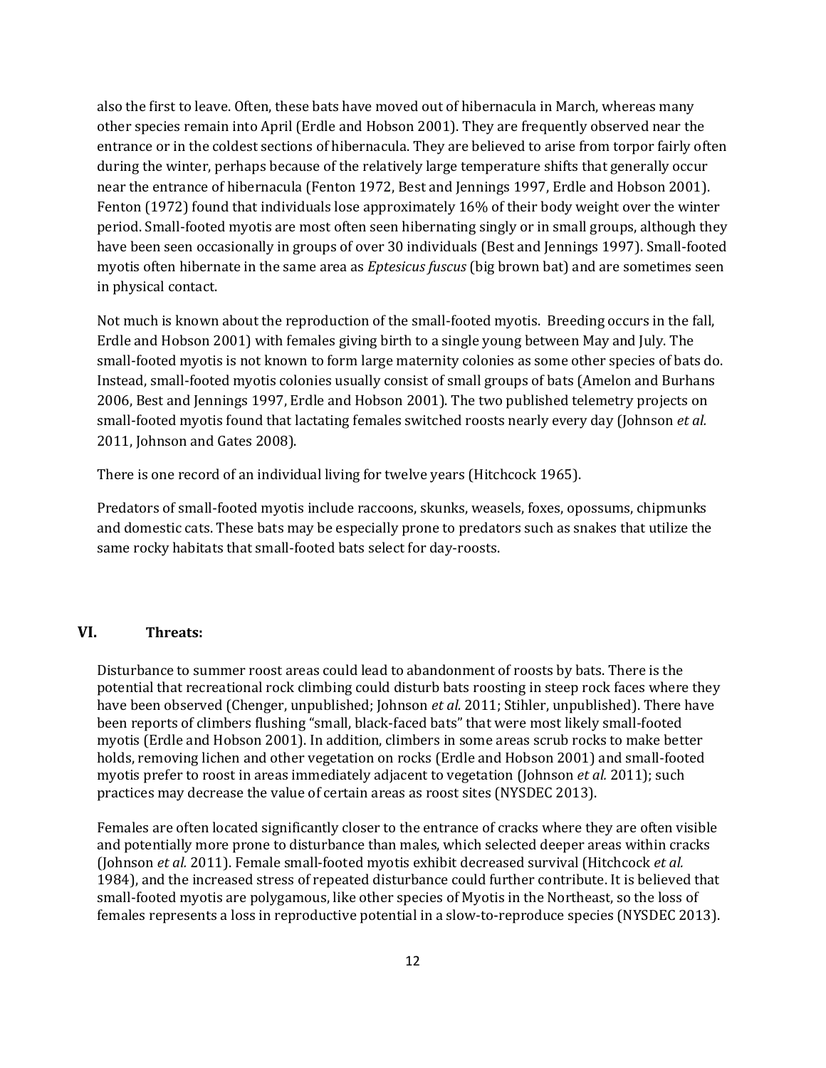also the first to leave. Often, these bats have moved out of hibernacula in March, whereas many other species remain into April (Erdle and Hobson 2001). They are frequently observed near the entrance or in the coldest sections of hibernacula. They are believed to arise from torpor fairly often during the winter, perhaps because of the relatively large temperature shifts that generally occur near the entrance of hibernacula (Fenton 1972, Best and Jennings 1997, Erdle and Hobson 2001). Fenton (1972) found that individuals lose approximately 16% of their body weight over the winter period. Small-footed myotis are most often seen hibernating singly or in small groups, although they have been seen occasionally in groups of over 30 individuals (Best and Jennings 1997). Small-footed myotis often hibernate in the same area as *Eptesicus fuscus* (big brown bat) and are sometimes seen in physical contact.

Not much is known about the reproduction of the small-footed myotis. Breeding occurs in the fall, Erdle and Hobson 2001) with females giving birth to a single young between May and July. The small-footed myotis is not known to form large maternity colonies as some other species of bats do. Instead, small-footed myotis colonies usually consist of small groups of bats (Amelon and Burhans 2006, Best and Jennings 1997, Erdle and Hobson 2001). The two published telemetry projects on small-footed myotis found that lactating females switched roosts nearly every day (Johnson *et al.* 2011, Johnson and Gates 2008).

There is one record of an individual living for twelve years (Hitchcock 1965).

Predators of small-footed myotis include raccoons, skunks, weasels, foxes, opossums, chipmunks and domestic cats. These bats may be especially prone to predators such as snakes that utilize the same rocky habitats that small-footed bats select for day-roosts.

## VI. Threats:

Disturbance to summer roost areas could lead to abandonment of roosts by bats. There is the potential that recreational rock climbing could disturb bats roosting in steep rock faces where they have been observed (Chenger, unpublished; Johnson *et al.* 2011; Stihler, unpublished). There have been reports of climbers flushing "small, black-faced bats" that were most likely small-footed myotis (Erdle and Hobson 2001). In addition, climbers in some areas scrub rocks to make better holds, removing lichen and other vegetation on rocks (Erdle and Hobson 2001) and small-footed myotis prefer to roost in areas immediately adjacent to vegetation (Johnson *et al.* 2011); such practices may decrease the value of certain areas as roost sites (NYSDEC 2013).

Females are often located significantly closer to the entrance of cracks where they are often visible and potentially more prone to disturbance than males, which selected deeper areas within cracks (Johnson *et al.* 2011). Female small-footed myotis exhibit decreased survival (Hitchcock *et al.* 1984), and the increased stress of repeated disturbance could further contribute. It is believed that small-footed myotis are polygamous, like other species of Myotis in the Northeast, so the loss of females represents a loss in reproductive potential in a slow-to-reproduce species (NYSDEC 2013).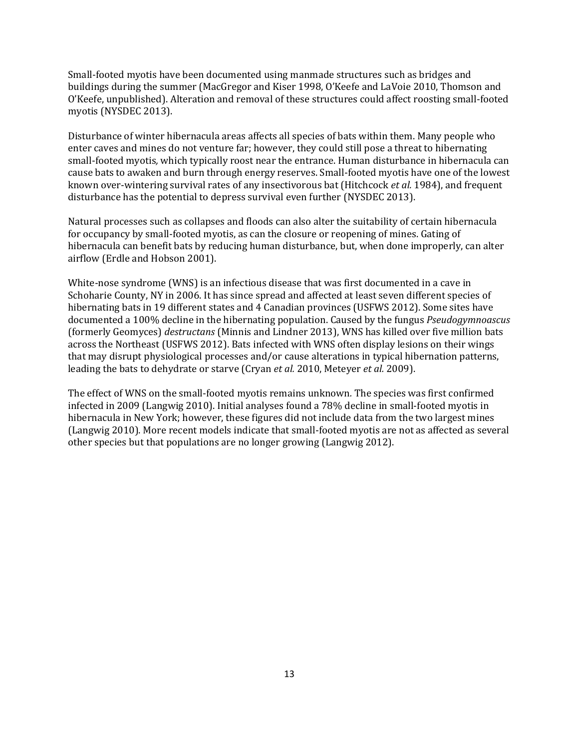Small-footed myotis have been documented using manmade structures such as bridges and buildings during the summer (MacGregor and Kiser 1998, O'Keefe and LaVoie 2010, Thomson and O'Keefe, unpublished). Alteration and removal of these structures could affect roosting small-footed myotis (NYSDEC 2013).

Disturbance of winter hibernacula areas affects all species of bats within them. Many people who enter caves and mines do not venture far; however, they could still pose a threat to hibernating small-footed myotis*,* which typically roost near the entrance. Human disturbance in hibernacula can cause bats to awaken and burn through energy reserves. Small-footed myotis have one of the lowest known over-wintering survival rates of any insectivorous bat (Hitchcock *et al.* 1984), and frequent disturbance has the potential to depress survival even further (NYSDEC 2013).

Natural processes such as collapses and floods can also alter the suitability of certain hibernacula for occupancy by small-footed myotis, as can the closure or reopening of mines. Gating of hibernacula can benefit bats by reducing human disturbance, but, when done improperly, can alter airflow (Erdle and Hobson 2001).

White-nose syndrome (WNS) is an infectious disease that was first documented in a cave in Schoharie County, NY in 2006. It has since spread and affected at least seven different species of hibernating bats in 19 different states and 4 Canadian provinces (USFWS 2012). Some sites have documented a 100% decline in the hibernating population. Caused by the fungus *Pseudogymnoascus* (formerly Geomyces) *destructans* (Minnis and Lindner 2013), WNS has killed over five million bats across the Northeast (USFWS 2012). Bats infected with WNS often display lesions on their wings that may disrupt physiological processes and/or cause alterations in typical hibernation patterns, leading the bats to dehydrate or starve (Cryan *et al.* 2010, Meteyer *et al.* 2009).

The effect of WNS on the small-footed myotis remains unknown*.* The species was first confirmed infected in 2009 (Langwig 2010). Initial analyses found a 78% decline in small-footed myotis in hibernacula in New York; however, these figures did not include data from the two largest mines (Langwig 2010). More recent models indicate that small-footed myotis are not as affected as several other species but that populations are no longer growing (Langwig 2012).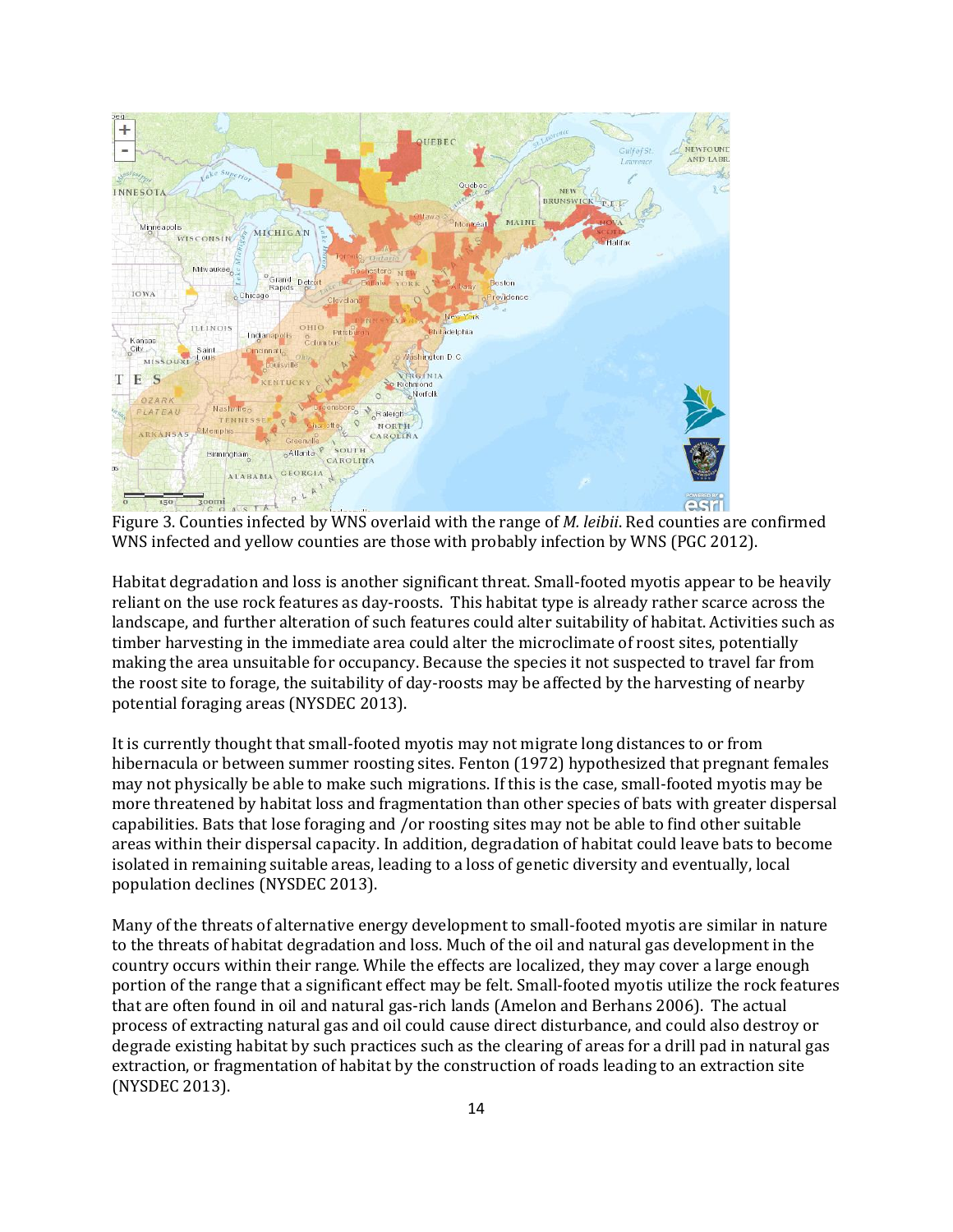Figure 3. Counties infected by WNS overlaid with the range of *M. leibii*. Red counties are confirmed WNS infected and yellow counties are those with probably infection by WNS (PGC 2012).

Habitat degradation and loss is another significant threat. Small-footed myotis appear to be heavily reliant on the use rock features as day-roosts. This habitat type is already rather scarce across the landscape, and further alteration of such features could alter suitability of habitat. Activities such as timber harvesting in the immediate area could alter the microclimate of roost sites, potentially making the area unsuitable for occupancy. Because the species it not suspected to travel far from the roost site to forage, the suitability of day-roosts may be affected by the harvesting of nearby potential foraging areas (NYSDEC 2013).

It is currently thought that small-footed myotis may not migrate long distances to or from hibernacula or between summer roosting sites. Fenton (1972) hypothesized that pregnant females may not physically be able to make such migrations. If this is the case, small-footed myotis may be more threatened by habitat loss and fragmentation than other species of bats with greater dispersal capabilities. Bats that lose foraging and /or roosting sites may not be able to find other suitable areas within their dispersal capacity. In addition, degradation of habitat could leave bats to become isolated in remaining suitable areas, leading to a loss of genetic diversity and eventually, local population declines (NYSDEC 2013).

Many of the threats of alternative energy development to small-footed myotis are similar in nature to the threats of habitat degradation and loss. Much of the oil and natural gas development in the country occurs within their range. While the effects are localized, they may cover a large enough portion of the range that a significant effect may be felt. Small-footed myotis utilize the rock features that are often found in oil and natural gas-rich lands (Amelon and Berhans 2006). The actual process of extracting natural gas and oil could cause direct disturbance, and could also destroy or degrade existing habitat by such practices such as the clearing of areas for a drill pad in natural gas extraction, or fragmentation of habitat by the construction of roads leading to an extraction site (NYSDEC 2013).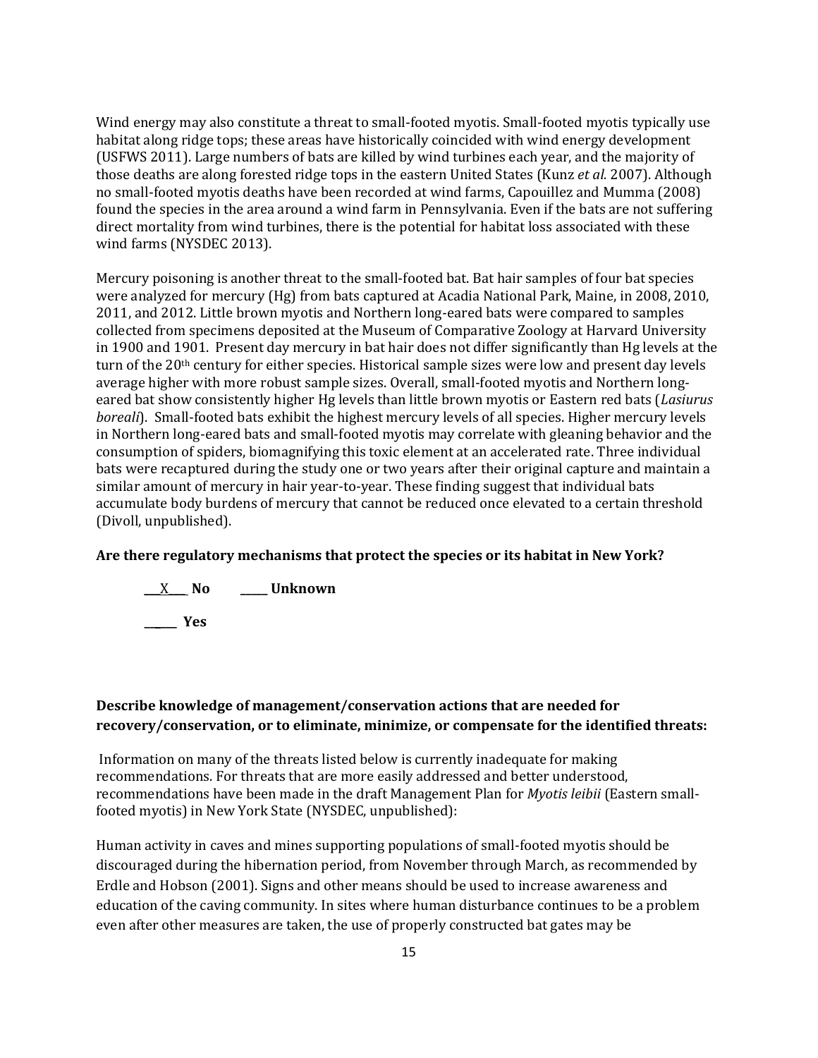Wind energy may also constitute a threat to small-footed myotis. Small-footed myotis typically use habitat along ridge tops; these areas have historically coincided with wind energy development (USFWS 2011). Large numbers of bats are killed by wind turbines each year, and the majority of those deaths are along forested ridge tops in the eastern United States (Kunz *et al.* 2007). Although no small-footed myotis deaths have been recorded at wind farms, Capouillez and Mumma (2008) found the species in the area around a wind farm in Pennsylvania. Even if the bats are not suffering direct mortality from wind turbines, there is the potential for habitat loss associated with these wind farms (NYSDEC 2013).

Mercury poisoning is another threat to the small-footed bat. Bat hair samples of four bat species were analyzed for mercury (Hg) from bats captured at Acadia National Park, Maine, in 2008, 2010, 2011, and 2012. Little brown myotis and Northern long-eared bats were compared to samples collected from specimens deposited at the Museum of Comparative Zoology at Harvard University in 1900 and 1901. Present day mercury in bat hair does not differ significantly than Hg levels at the turn of the 20th century for either species. Historical sample sizes were low and present day levels average higher with more robust sample sizes. Overall, small-footed myotis and Northern long-eared bat show consistently higher Hg levels than little brown myotis or Eastern red bats (*Lasiurus boreali*). Small-footed bats exhibit the highest mercury levels of all species. Higher mercury levels in Northern long-eared bats and small-footed myotis may correlate with gleaning behavior and the consumption of spiders, biomagnifying this toxic element at an accelerated rate. Three individual bats were recaptured during the study one or two years after their original capture and maintain a similar amount of mercury in hair year-to-year. These finding suggest that individual bats accumulate body burdens of mercury that cannot be reduced once elevated to a certain threshold (Divoll, unpublished).

**Are there regulatory mechanisms that protect the species or its habitat in New York?**

___X___ **No** _____ **Unknown**

______ **Yes**

**Describe knowledge of management/conservation actions that are needed for recovery/conservation, or to eliminate, minimize, or compensate for the identified threats:**

Information on many of the threats listed below is currently inadequate for making recommendations. For threats that are more easily addressed and better understood, recommendations have been made in the draft Management Plan for *Myotis leibii* (Eastern small-footed myotis) in New York State (NYSDEC, unpublished):

Human activity in caves and mines supporting populations of small-footed myotis should be discouraged during the hibernation period, from November through March, as recommended by Erdle and Hobson (2001). Signs and other means should be used to increase awareness and education of the caving community. In sites where human disturbance continues to be a problem even after other measures are taken, the use of properly constructed bat gates may be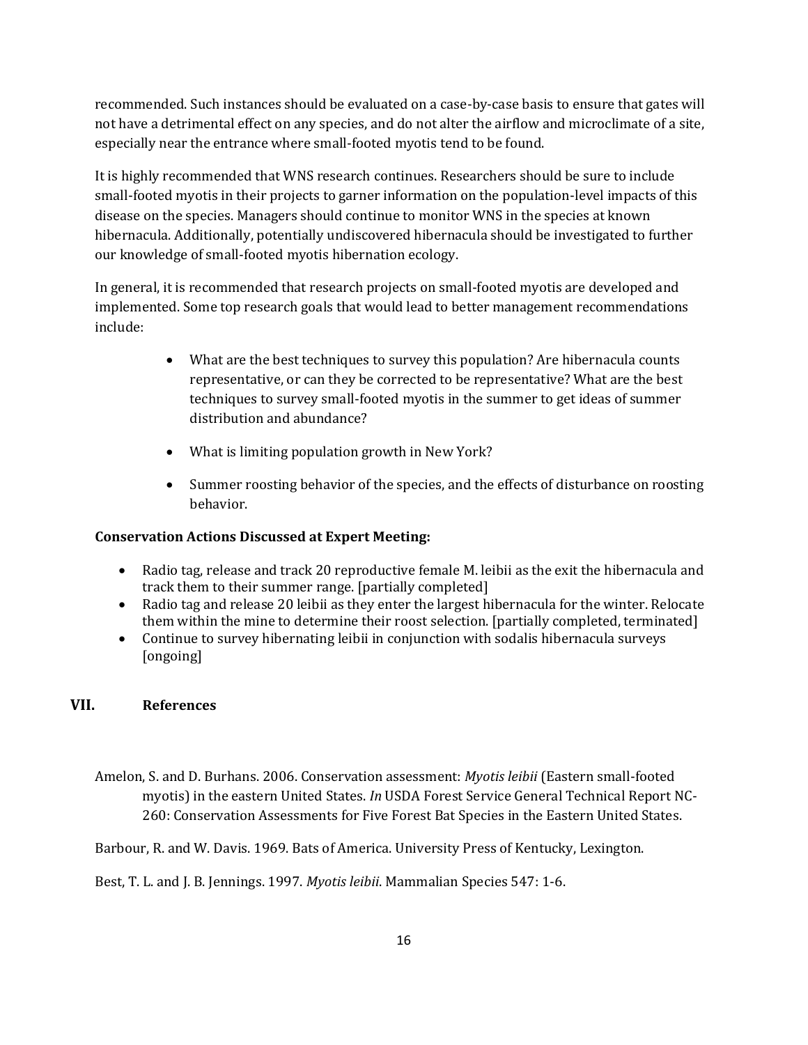recommended. Such instances should be evaluated on a case-by-case basis to ensure that gates will not have a detrimental effect on any species, and do not alter the airflow and microclimate of a site, especially near the entrance where small-footed myotis tend to be found.

It is highly recommended that WNS research continues. Researchers should be sure to include small-footed myotis in their projects to garner information on the population-level impacts of this disease on the species. Managers should continue to monitor WNS in the species at known hibernacula. Additionally, potentially undiscovered hibernacula should be investigated to further our knowledge of small-footed myotis hibernation ecology.

In general, it is recommended that research projects on small-footed myotis are developed and implemented. Some top research goals that would lead to better management recommendations include:

- What are the best techniques to survey this population? Are hibernacula counts representative, or can they be corrected to be representative? What are the best techniques to survey small-footed myotis in the summer to get ideas of summer distribution and abundance?
- What is limiting population growth in New York?
- Summer roosting behavior of the species, and the effects of disturbance on roosting behavior.

**Conservation Actions Discussed at Expert Meeting:**

- Radio tag, release and track 20 reproductive female M. leibii as the exit the hibernacula and track them to their summer range. [partially completed]
- Radio tag and release 20 leibii as they enter the largest hibernacula for the winter. Relocate them within the mine to determine their roost selection. [partially completed, terminated]
- Continue to survey hibernating leibii in conjunction with sodalis hibernacula surveys [ongoing]

## VII. References

Amelon, S. and D. Burhans. 2006. Conservation assessment: *Myotis leibii* (Eastern small-footed myotis) in the eastern United States. *In* USDA Forest Service General Technical Report NC-260: Conservation Assessments for Five Forest Bat Species in the Eastern United States.

Barbour, R. and W. Davis. 1969. Bats of America. University Press of Kentucky, Lexington.

Best, T. L. and J. B. Jennings. 1997. *Myotis leibii*. Mammalian Species 547: 1-6.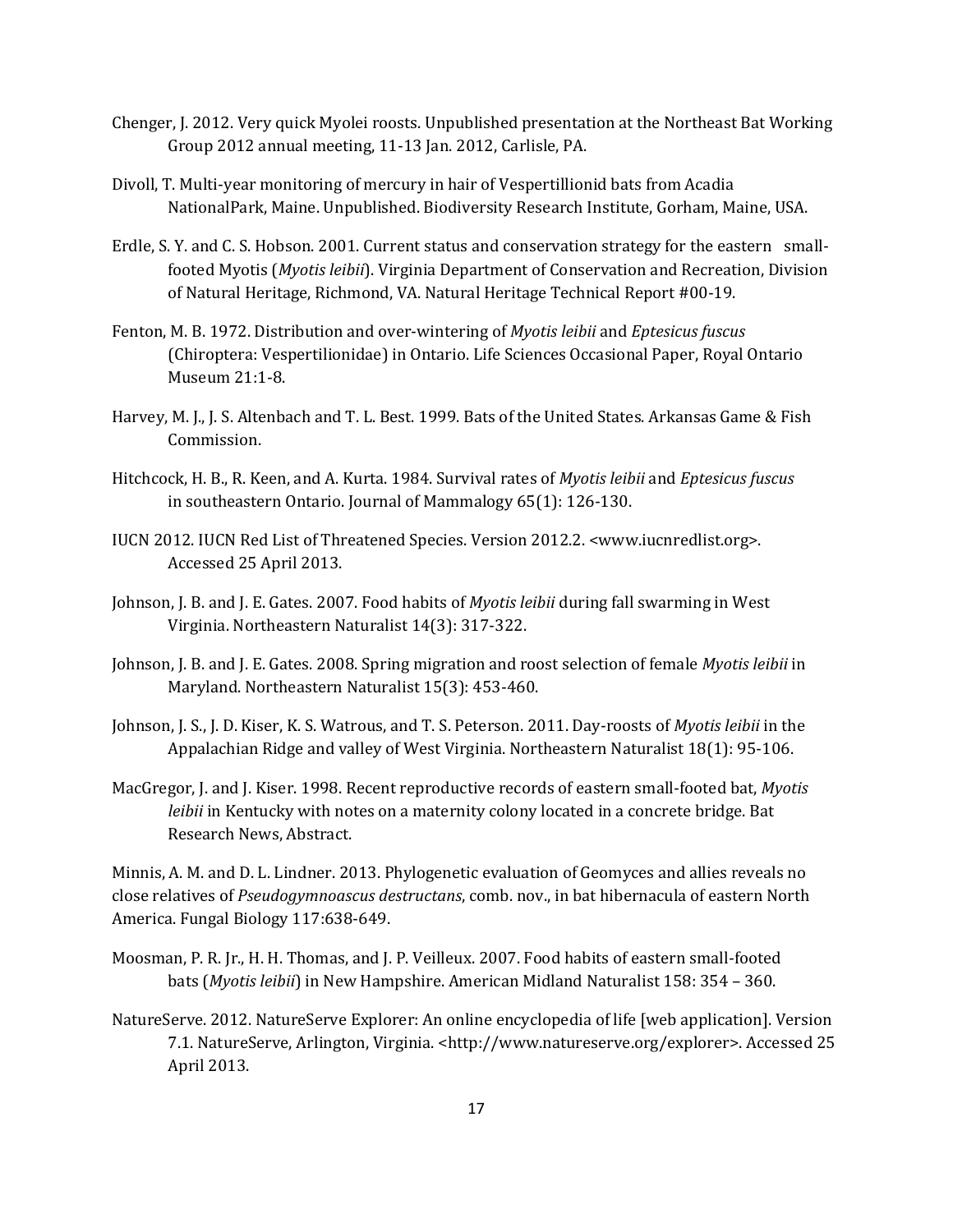Chenger, J. 2012. Very quick Myolei roosts. Unpublished presentation at the Northeast Bat Working Group 2012 annual meeting, 11-13 Jan. 2012, Carlisle, PA.

Divoll, T. Multi-year monitoring of mercury in hair of Vespertillionid bats from Acadia NationalPark, Maine. Unpublished. Biodiversity Research Institute, Gorham, Maine, USA.

Erdle, S. Y. and C. S. Hobson. 2001. Current status and conservation strategy for the eastern small-footed Myotis (*Myotis leibii*). Virginia Department of Conservation and Recreation, Division of Natural Heritage, Richmond, VA. Natural Heritage Technical Report #00-19.

Fenton, M. B. 1972. Distribution and over-wintering of *Myotis leibii* and *Eptesicus fuscus* (Chiroptera: Vespertilionidae) in Ontario. Life Sciences Occasional Paper, Royal Ontario Museum 21:1-8.

Harvey, M. J., J. S. Altenbach and T. L. Best. 1999. Bats of the United States. Arkansas Game & Fish Commission.

Hitchcock, H. B., R. Keen, and A. Kurta. 1984. Survival rates of *Myotis leibii* and *Eptesicus fuscus* in southeastern Ontario. Journal of Mammalogy 65(1): 126-130.

IUCN 2012. IUCN Red List of Threatened Species. Version 2012.2. <www.iucnredlist.org>. Accessed 25 April 2013.

Johnson, J. B. and J. E. Gates. 2007. Food habits of *Myotis leibii* during fall swarming in West Virginia. Northeastern Naturalist 14(3): 317-322.

Johnson, J. B. and J. E. Gates. 2008. Spring migration and roost selection of female *Myotis leibii* in Maryland. Northeastern Naturalist 15(3): 453-460.

Johnson, J. S., J. D. Kiser, K. S. Watrous, and T. S. Peterson. 2011. Day-roosts of *Myotis leibii* in the Appalachian Ridge and valley of West Virginia. Northeastern Naturalist 18(1): 95-106.

MacGregor, J. and J. Kiser. 1998. Recent reproductive records of eastern small-footed bat, *Myotis leibii* in Kentucky with notes on a maternity colony located in a concrete bridge. Bat Research News, Abstract.

Minnis, A. M. and D. L. Lindner. 2013. Phylogenetic evaluation of Geomyces and allies reveals no close relatives of *Pseudogymnoascus destructans*, comb. nov., in bat hibernacula of eastern North America. Fungal Biology 117:638-649.

Moosman, P. R. Jr., H. H. Thomas, and J. P. Veilleux. 2007. Food habits of eastern small-footed bats (*Myotis leibii*) in New Hampshire. American Midland Naturalist 158: 354 – 360.

NatureServe. 2012. NatureServe Explorer: An online encyclopedia of life [web application]. Version 7.1. NatureServe, Arlington, Virginia. <http://www.natureserve.org/explorer>. Accessed 25 April 2013.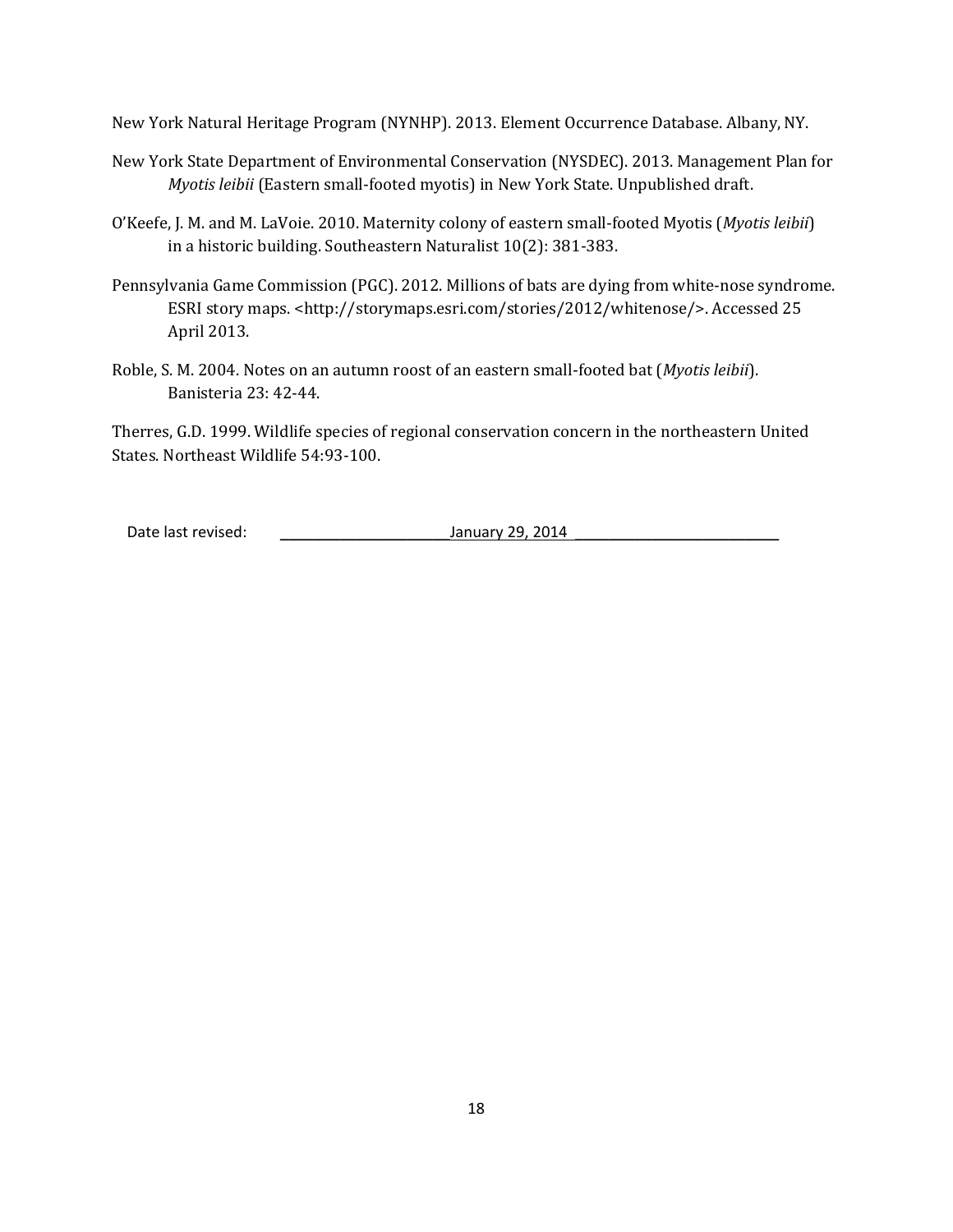New York Natural Heritage Program (NYNHP). 2013. Element Occurrence Database. Albany, NY.

New York State Department of Environmental Conservation (NYSDEC). 2013. Management Plan for *Myotis leibii* (Eastern small-footed myotis) in New York State. Unpublished draft.

O'Keefe, J. M. and M. LaVoie. 2010. Maternity colony of eastern small-footed Myotis (*Myotis leibii*) in a historic building. Southeastern Naturalist 10(2): 381-383.

Pennsylvania Game Commission (PGC). 2012. Millions of bats are dying from white-nose syndrome. ESRI story maps. <http://storymaps.esri.com/stories/2012/whitenose/>. Accessed 25 April 2013.

Roble, S. M. 2004. Notes on an autumn roost of an eastern small-footed bat (*Myotis leibii*). Banisteria 23: 42-44.

Therres, G.D. 1999. Wildlife species of regional conservation concern in the northeastern United States. Northeast Wildlife 54:93-100.

Date last revised: January 29, 2014